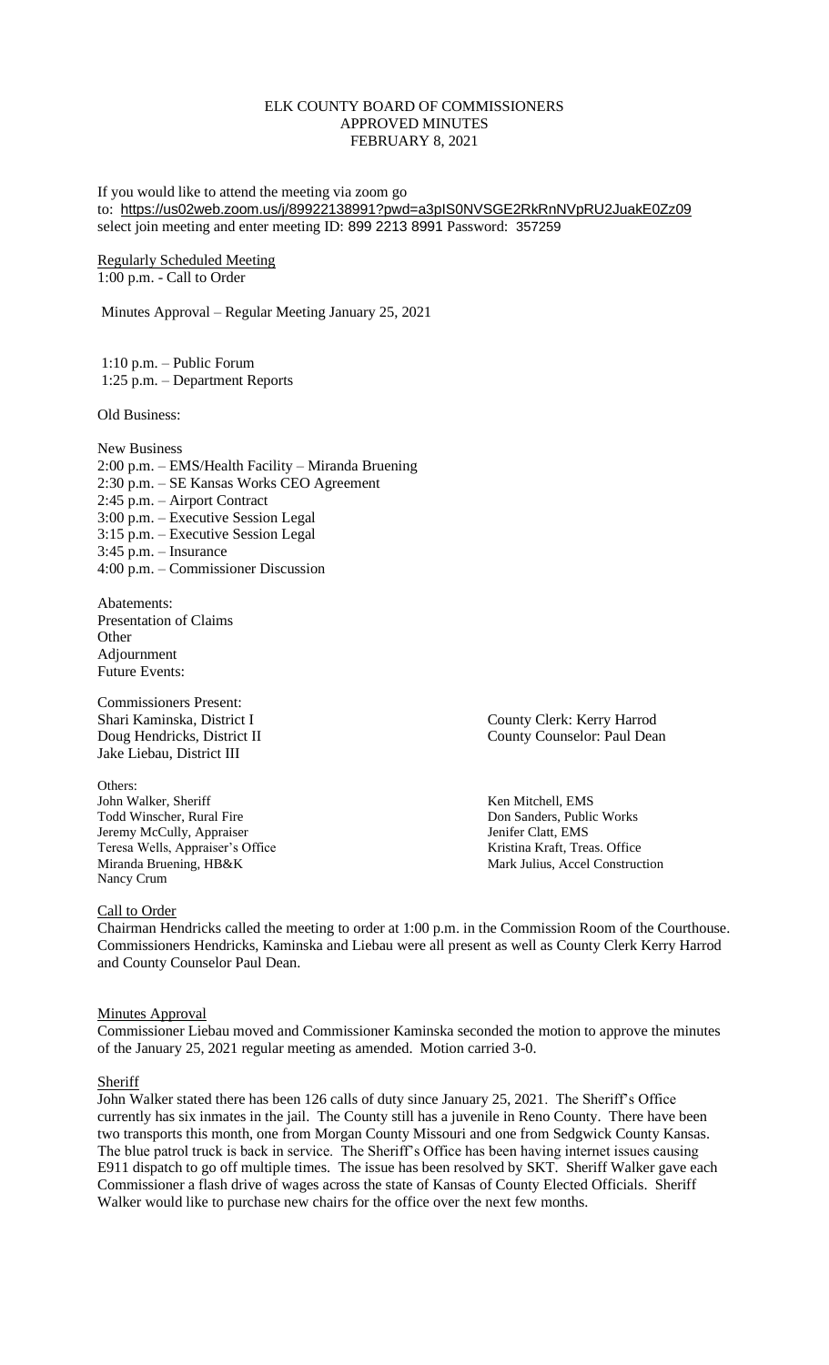# ELK COUNTY BOARD OF COMMISSIONERS
## APPROVED MINUTES
## FEBRUARY 8, 2021

If you would like to attend the meeting via zoom go to: https://us02web.zoom.us/j/89922138991?pwd=a3pIS0NVSGE2RkRnNVpRU2JuakE0Zz09 select join meeting and enter meeting ID: 899 2213 8991 Password: 357259

Regularly Scheduled Meeting
1:00 p.m. - Call to Order

Minutes Approval – Regular Meeting January 25, 2021

1:10 p.m. – Public Forum
1:25 p.m. – Department Reports

Old Business:

New Business
2:00 p.m. – EMS/Health Facility – Miranda Bruening
2:30 p.m. – SE Kansas Works CEO Agreement
2:45 p.m. – Airport Contract
3:00 p.m. – Executive Session Legal
3:15 p.m. – Executive Session Legal
3:45 p.m. – Insurance
4:00 p.m. – Commissioner Discussion

Abatements:
Presentation of Claims
Other
Adjournment
Future Events:

Commissioners Present:
Shari Kaminska, District I
Doug Hendricks, District II
Jake Liebau, District III

County Clerk: Kerry Harrod
County Counselor: Paul Dean

Others:
John Walker, Sheriff
Todd Winscher, Rural Fire
Jeremy McCully, Appraiser
Teresa Wells, Appraiser's Office
Miranda Bruening, HB&K
Nancy Crum

Ken Mitchell, EMS
Don Sanders, Public Works
Jenifer Clatt, EMS
Kristina Kraft, Treas. Office
Mark Julius, Accel Construction

Call to Order
Chairman Hendricks called the meeting to order at 1:00 p.m. in the Commission Room of the Courthouse. Commissioners Hendricks, Kaminska and Liebau were all present as well as County Clerk Kerry Harrod and County Counselor Paul Dean.

Minutes Approval
Commissioner Liebau moved and Commissioner Kaminska seconded the motion to approve the minutes of the January 25, 2021 regular meeting as amended. Motion carried 3-0.

Sheriff
John Walker stated there has been 126 calls of duty since January 25, 2021. The Sheriff's Office currently has six inmates in the jail. The County still has a juvenile in Reno County. There have been two transports this month, one from Morgan County Missouri and one from Sedgwick County Kansas. The blue patrol truck is back in service. The Sheriff's Office has been having internet issues causing E911 dispatch to go off multiple times. The issue has been resolved by SKT. Sheriff Walker gave each Commissioner a flash drive of wages across the state of Kansas of County Elected Officials. Sheriff Walker would like to purchase new chairs for the office over the next few months.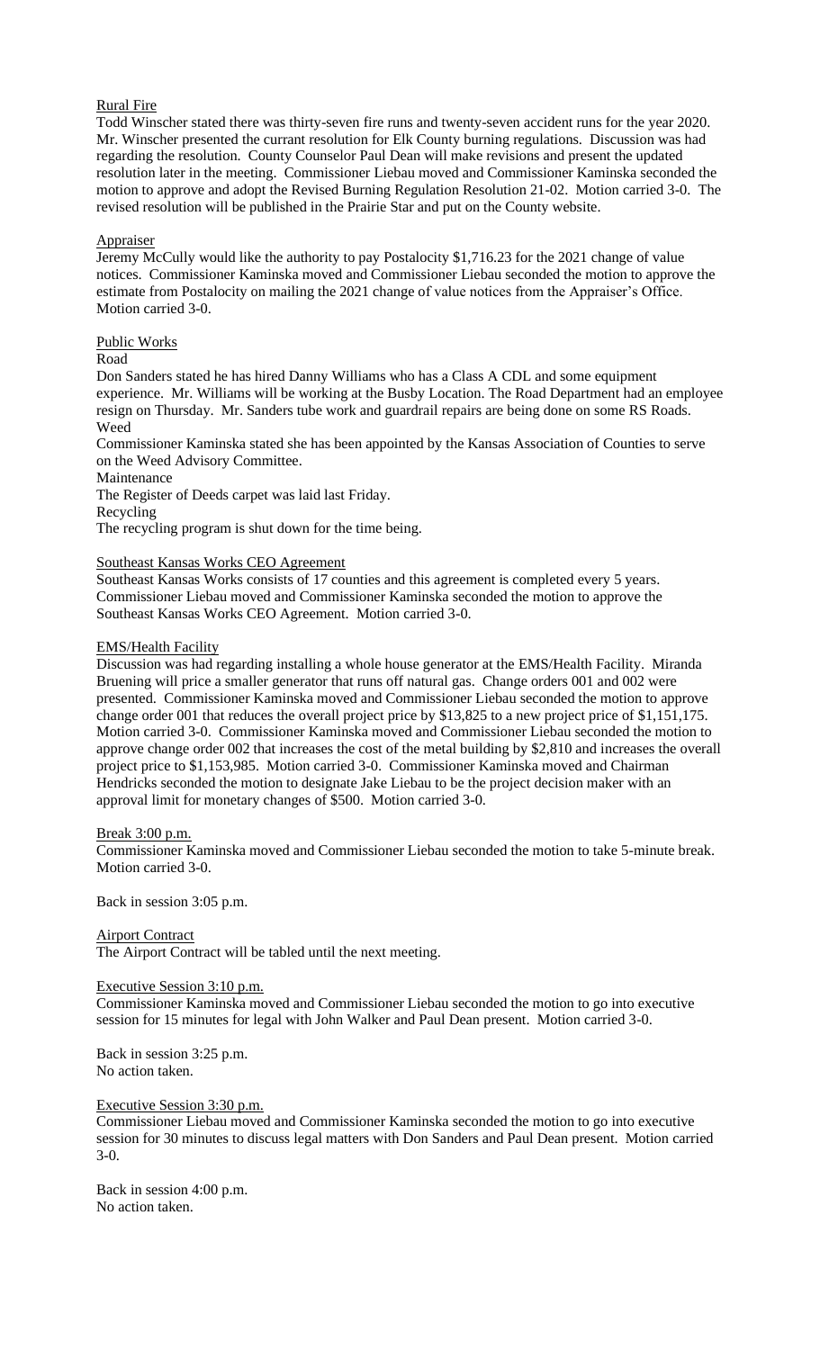<u>Rural Fire</u>

Todd Winscher stated there was thirty-seven fire runs and twenty-seven accident runs for the year 2020. Mr. Winscher presented the currant resolution for Elk County burning regulations. Discussion was had regarding the resolution. County Counselor Paul Dean will make revisions and present the updated resolution later in the meeting. Commissioner Liebau moved and Commissioner Kaminska seconded the motion to approve and adopt the Revised Burning Regulation Resolution 21-02. Motion carried 3-0. The revised resolution will be published in the Prairie Star and put on the County website.

<u>Appraiser</u>

Jeremy McCully would like the authority to pay Postalocity $1,716.23 for the 2021 change of value notices. Commissioner Kaminska moved and Commissioner Liebau seconded the motion to approve the estimate from Postalocity on mailing the 2021 change of value notices from the Appraiser's Office. Motion carried 3-0.

<u>Public Works</u>

Road

Don Sanders stated he has hired Danny Williams who has a Class A CDL and some equipment experience. Mr. Williams will be working at the Busby Location. The Road Department had an employee resign on Thursday. Mr. Sanders tube work and guardrail repairs are being done on some RS Roads.

Weed

Commissioner Kaminska stated she has been appointed by the Kansas Association of Counties to serve on the Weed Advisory Committee.

Maintenance

The Register of Deeds carpet was laid last Friday.

Recycling

The recycling program is shut down for the time being.

<u>Southeast Kansas Works CEO Agreement</u>

Southeast Kansas Works consists of 17 counties and this agreement is completed every 5 years. Commissioner Liebau moved and Commissioner Kaminska seconded the motion to approve the Southeast Kansas Works CEO Agreement. Motion carried 3-0.

<u>EMS/Health Facility</u>

Discussion was had regarding installing a whole house generator at the EMS/Health Facility. Miranda Bruening will price a smaller generator that runs off natural gas. Change orders 001 and 002 were presented. Commissioner Kaminska moved and Commissioner Liebau seconded the motion to approve change order 001 that reduces the overall project price by $13,825 to a new project price of $1,151,175. Motion carried 3-0. Commissioner Kaminska moved and Commissioner Liebau seconded the motion to approve change order 002 that increases the cost of the metal building by $2,810 and increases the overall project price to $1,153,985. Motion carried 3-0. Commissioner Kaminska moved and Chairman Hendricks seconded the motion to designate Jake Liebau to be the project decision maker with an approval limit for monetary changes of $500. Motion carried 3-0.

<u>Break 3:00 p.m.</u>

Commissioner Kaminska moved and Commissioner Liebau seconded the motion to take 5-minute break. Motion carried 3-0.

Back in session 3:05 p.m.

<u>Airport Contract</u>

The Airport Contract will be tabled until the next meeting.

<u>Executive Session 3:10 p.m.</u>

Commissioner Kaminska moved and Commissioner Liebau seconded the motion to go into executive session for 15 minutes for legal with John Walker and Paul Dean present. Motion carried 3-0.

Back in session 3:25 p.m.
No action taken.

<u>Executive Session 3:30 p.m.</u>

Commissioner Liebau moved and Commissioner Kaminska seconded the motion to go into executive session for 30 minutes to discuss legal matters with Don Sanders and Paul Dean present. Motion carried 3-0.

Back in session 4:00 p.m.
No action taken.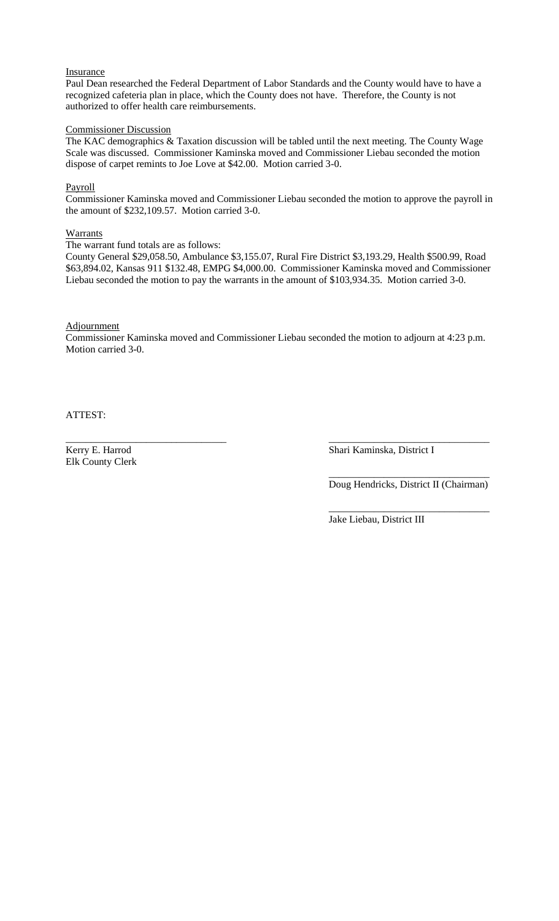Insurance

Paul Dean researched the Federal Department of Labor Standards and the County would have to have a recognized cafeteria plan in place, which the County does not have. Therefore, the County is not authorized to offer health care reimbursements.

Commissioner Discussion

The KAC demographics & Taxation discussion will be tabled until the next meeting. The County Wage Scale was discussed. Commissioner Kaminska moved and Commissioner Liebau seconded the motion dispose of carpet remints to Joe Love at $42.00. Motion carried 3-0.

Payroll

Commissioner Kaminska moved and Commissioner Liebau seconded the motion to approve the payroll in the amount of $232,109.57. Motion carried 3-0.

Warrants

The warrant fund totals are as follows:
County General $29,058.50, Ambulance $3,155.07, Rural Fire District $3,193.29, Health $500.99, Road $63,894.02, Kansas 911 $132.48, EMPG $4,000.00. Commissioner Kaminska moved and Commissioner Liebau seconded the motion to pay the warrants in the amount of $103,934.35. Motion carried 3-0.

Adjournment

Commissioner Kaminska moved and Commissioner Liebau seconded the motion to adjourn at 4:23 p.m. Motion carried 3-0.

ATTEST:

_______________________________
Kerry E. Harrod
Elk County Clerk

_______________________________
Shari Kaminska, District I

_______________________________
Doug Hendricks, District II (Chairman)

_______________________________
Jake Liebau, District III